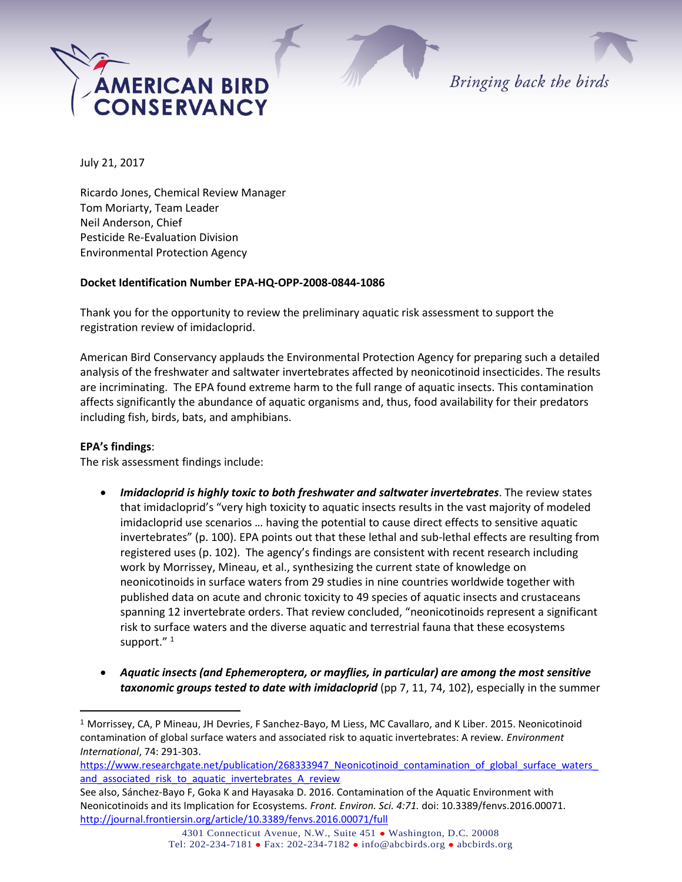July 21, 2017

Ricardo Jones, Chemical Review Manager
Tom Moriarty, Team Leader
Neil Anderson, Chief
Pesticide Re-Evaluation Division
Environmental Protection Agency

**Docket Identification Number EPA-HQ-OPP-2008-0844-1086**

Thank you for the opportunity to review the preliminary aquatic risk assessment to support the registration review of imidacloprid.

American Bird Conservancy applauds the Environmental Protection Agency for preparing such a detailed analysis of the freshwater and saltwater invertebrates affected by neonicotinoid insecticides. The results are incriminating. The EPA found extreme harm to the full range of aquatic insects. This contamination affects significantly the abundance of aquatic organisms and, thus, food availability for their predators including fish, birds, bats, and amphibians.

**EPA's findings**:
The risk assessment findings include:

- ***Imidacloprid is highly toxic to both freshwater and saltwater invertebrates***. The review states that imidacloprid's "very high toxicity to aquatic insects results in the vast majority of modeled imidacloprid use scenarios … having the potential to cause direct effects to sensitive aquatic invertebrates" (p. 100). EPA points out that these lethal and sub-lethal effects are resulting from registered uses (p. 102). The agency's findings are consistent with recent research including work by Morrissey, Mineau, et al., synthesizing the current state of knowledge on neonicotinoids in surface waters from 29 studies in nine countries worldwide together with published data on acute and chronic toxicity to 49 species of aquatic insects and crustaceans spanning 12 invertebrate orders. That review concluded, "neonicotinoids represent a significant risk to surface waters and the diverse aquatic and terrestrial fauna that these ecosystems support." [1]

- ***Aquatic insects (and Ephemeroptera, or mayflies, in particular) are among the most sensitive taxonomic groups tested to date with imidacloprid*** (pp 7, 11, 74, 102), especially in the summer

---

[1] Morrissey, CA, P Mineau, JH Devries, F Sanchez-Bayo, M Liess, MC Cavallaro, and K Liber. 2015. Neonicotinoid contamination of global surface waters and associated risk to aquatic invertebrates: A review. *Environment International*, 74: 291-303.
[https://www.researchgate.net/publication/268333947_Neonicotinoid_contamination_of_global_surface_waters_and_associated_risk_to_aquatic_invertebrates_A_review](https://www.researchgate.net/publication/268333947_Neonicotinoid_contamination_of_global_surface_waters_and_associated_risk_to_aquatic_invertebrates_A_review)
See also, Sánchez-Bayo F, Goka K and Hayasaka D. 2016. Contamination of the Aquatic Environment with Neonicotinoids and its Implication for Ecosystems. *Front. Environ. Sci. 4:71.* doi: 10.3389/fenvs.2016.00071.
[http://journal.frontiersin.org/article/10.3389/fenvs.2016.00071/full](http://journal.frontiersin.org/article/10.3389/fenvs.2016.00071/full)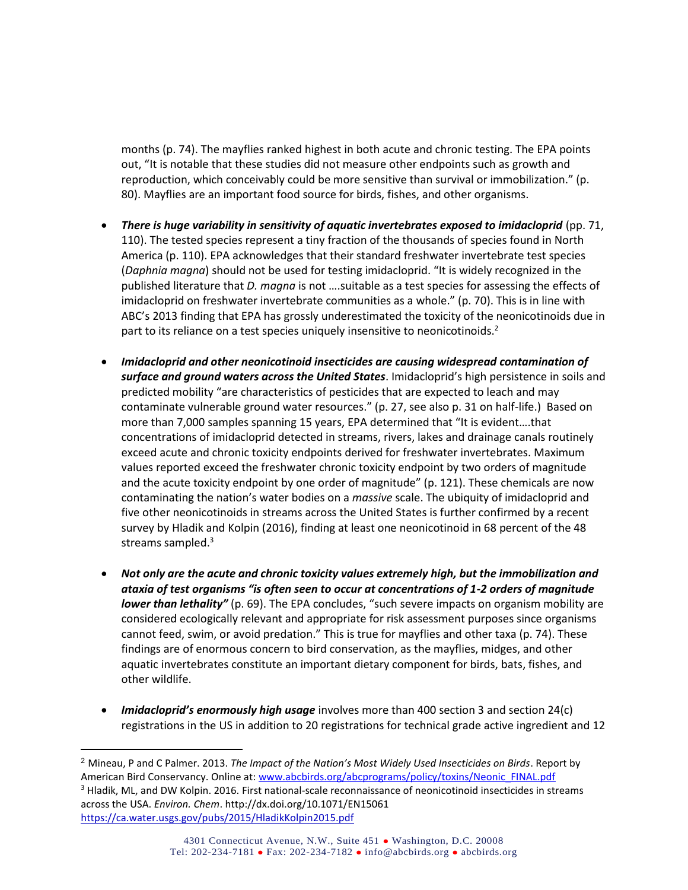months (p. 74). The mayflies ranked highest in both acute and chronic testing. The EPA points out, "It is notable that these studies did not measure other endpoints such as growth and reproduction, which conceivably could be more sensitive than survival or immobilization." (p. 80). Mayflies are an important food source for birds, fishes, and other organisms.

- ***There is huge variability in sensitivity of aquatic invertebrates exposed to imidacloprid*** (pp. 71, 110). The tested species represent a tiny fraction of the thousands of species found in North America (p. 110). EPA acknowledges that their standard freshwater invertebrate test species (*Daphnia magna*) should not be used for testing imidacloprid. "It is widely recognized in the published literature that *D. magna* is not ….suitable as a test species for assessing the effects of imidacloprid on freshwater invertebrate communities as a whole." (p. 70). This is in line with ABC's 2013 finding that EPA has grossly underestimated the toxicity of the neonicotinoids due in part to its reliance on a test species uniquely insensitive to neonicotinoids.[2]

- ***Imidacloprid and other neonicotinoid insecticides are causing widespread contamination of surface and ground waters across the United States***. Imidacloprid's high persistence in soils and predicted mobility "are characteristics of pesticides that are expected to leach and may contaminate vulnerable ground water resources." (p. 27, see also p. 31 on half-life.) Based on more than 7,000 samples spanning 15 years, EPA determined that "It is evident….that concentrations of imidacloprid detected in streams, rivers, lakes and drainage canals routinely exceed acute and chronic toxicity endpoints derived for freshwater invertebrates. Maximum values reported exceed the freshwater chronic toxicity endpoint by two orders of magnitude and the acute toxicity endpoint by one order of magnitude" (p. 121). These chemicals are now contaminating the nation's water bodies on a *massive* scale. The ubiquity of imidacloprid and five other neonicotinoids in streams across the United States is further confirmed by a recent survey by Hladik and Kolpin (2016), finding at least one neonicotinoid in 68 percent of the 48 streams sampled.[3]

- ***Not only are the acute and chronic toxicity values extremely high, but the immobilization and ataxia of test organisms "is often seen to occur at concentrations of 1-2 orders of magnitude lower than lethality"*** (p. 69). The EPA concludes, "such severe impacts on organism mobility are considered ecologically relevant and appropriate for risk assessment purposes since organisms cannot feed, swim, or avoid predation." This is true for mayflies and other taxa (p. 74). These findings are of enormous concern to bird conservation, as the mayflies, midges, and other aquatic invertebrates constitute an important dietary component for birds, bats, fishes, and other wildlife.

- ***Imidacloprid's enormously high usage*** involves more than 400 section 3 and section 24(c) registrations in the US in addition to 20 registrations for technical grade active ingredient and 12

---

[2] Mineau, P and C Palmer. 2013. *The Impact of the Nation's Most Widely Used Insecticides on Birds*. Report by American Bird Conservancy. Online at: www.abcbirds.org/abcprograms/policy/toxins/Neonic_FINAL.pdf

[3] Hladik, ML, and DW Kolpin. 2016. First national-scale reconnaissance of neonicotinoid insecticides in streams across the USA. *Environ. Chem*. http://dx.doi.org/10.1071/EN15061 https://ca.water.usgs.gov/pubs/2015/HladikKolpin2015.pdf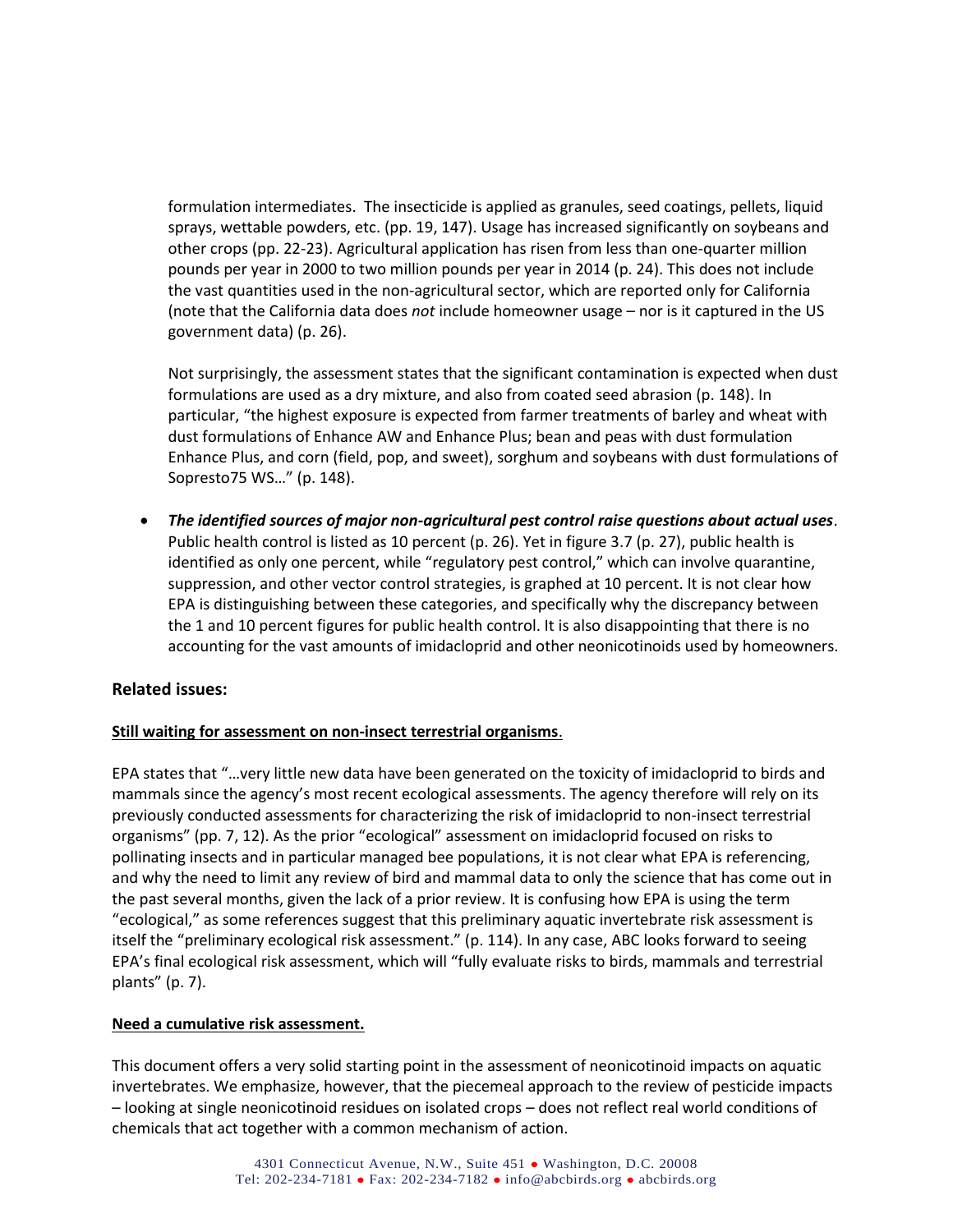formulation intermediates. The insecticide is applied as granules, seed coatings, pellets, liquid sprays, wettable powders, etc. (pp. 19, 147). Usage has increased significantly on soybeans and other crops (pp. 22-23). Agricultural application has risen from less than one-quarter million pounds per year in 2000 to two million pounds per year in 2014 (p. 24). This does not include the vast quantities used in the non-agricultural sector, which are reported only for California (note that the California data does *not* include homeowner usage – nor is it captured in the US government data) (p. 26).

Not surprisingly, the assessment states that the significant contamination is expected when dust formulations are used as a dry mixture, and also from coated seed abrasion (p. 148). In particular, "the highest exposure is expected from farmer treatments of barley and wheat with dust formulations of Enhance AW and Enhance Plus; bean and peas with dust formulation Enhance Plus, and corn (field, pop, and sweet), sorghum and soybeans with dust formulations of Sopresto75 WS…" (p. 148).

- ***The identified sources of major non-agricultural pest control raise questions about actual uses***. Public health control is listed as 10 percent (p. 26). Yet in figure 3.7 (p. 27), public health is identified as only one percent, while "regulatory pest control," which can involve quarantine, suppression, and other vector control strategies, is graphed at 10 percent. It is not clear how EPA is distinguishing between these categories, and specifically why the discrepancy between the 1 and 10 percent figures for public health control. It is also disappointing that there is no accounting for the vast amounts of imidacloprid and other neonicotinoids used by homeowners.

## Related issues:

**Still waiting for assessment on non-insect terrestrial organisms**.

EPA states that "…very little new data have been generated on the toxicity of imidacloprid to birds and mammals since the agency's most recent ecological assessments. The agency therefore will rely on its previously conducted assessments for characterizing the risk of imidacloprid to non-insect terrestrial organisms" (pp. 7, 12). As the prior "ecological" assessment on imidacloprid focused on risks to pollinating insects and in particular managed bee populations, it is not clear what EPA is referencing, and why the need to limit any review of bird and mammal data to only the science that has come out in the past several months, given the lack of a prior review. It is confusing how EPA is using the term "ecological," as some references suggest that this preliminary aquatic invertebrate risk assessment is itself the "preliminary ecological risk assessment." (p. 114). In any case, ABC looks forward to seeing EPA's final ecological risk assessment, which will "fully evaluate risks to birds, mammals and terrestrial plants" (p. 7).

**Need a cumulative risk assessment.**

This document offers a very solid starting point in the assessment of neonicotinoid impacts on aquatic invertebrates. We emphasize, however, that the piecemeal approach to the review of pesticide impacts – looking at single neonicotinoid residues on isolated crops – does not reflect real world conditions of chemicals that act together with a common mechanism of action.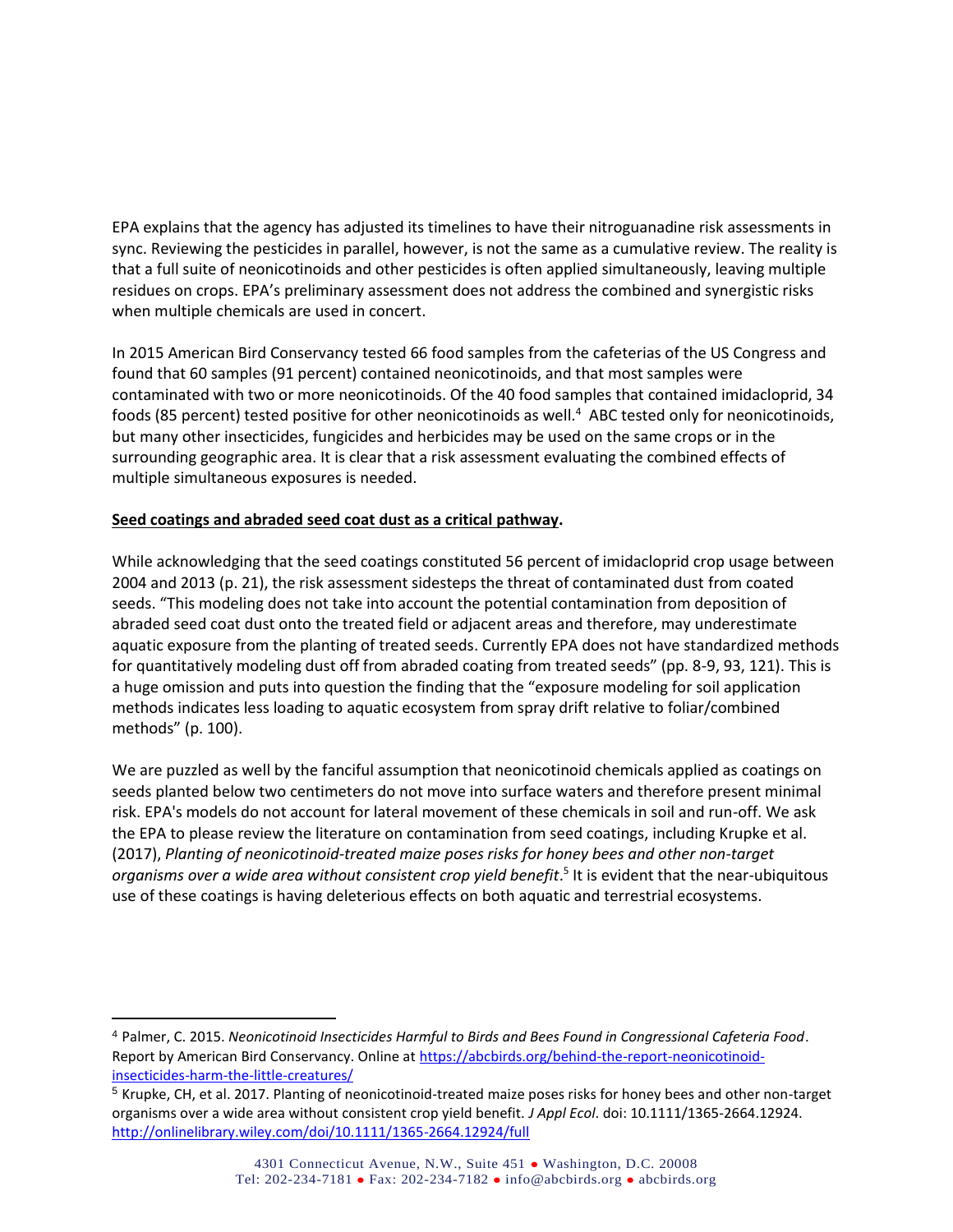EPA explains that the agency has adjusted its timelines to have their nitroguanadine risk assessments in sync. Reviewing the pesticides in parallel, however, is not the same as a cumulative review. The reality is that a full suite of neonicotinoids and other pesticides is often applied simultaneously, leaving multiple residues on crops. EPA's preliminary assessment does not address the combined and synergistic risks when multiple chemicals are used in concert.

In 2015 American Bird Conservancy tested 66 food samples from the cafeterias of the US Congress and found that 60 samples (91 percent) contained neonicotinoids, and that most samples were contaminated with two or more neonicotinoids. Of the 40 food samples that contained imidacloprid, 34 foods (85 percent) tested positive for other neonicotinoids as well.[4] ABC tested only for neonicotinoids, but many other insecticides, fungicides and herbicides may be used on the same crops or in the surrounding geographic area. It is clear that a risk assessment evaluating the combined effects of multiple simultaneous exposures is needed.

**<u>Seed coatings and abraded seed coat dust as a critical pathway</u>.**

While acknowledging that the seed coatings constituted 56 percent of imidacloprid crop usage between 2004 and 2013 (p. 21), the risk assessment sidesteps the threat of contaminated dust from coated seeds. "This modeling does not take into account the potential contamination from deposition of abraded seed coat dust onto the treated field or adjacent areas and therefore, may underestimate aquatic exposure from the planting of treated seeds. Currently EPA does not have standardized methods for quantitatively modeling dust off from abraded coating from treated seeds" (pp. 8-9, 93, 121). This is a huge omission and puts into question the finding that the "exposure modeling for soil application methods indicates less loading to aquatic ecosystem from spray drift relative to foliar/combined methods" (p. 100).

We are puzzled as well by the fanciful assumption that neonicotinoid chemicals applied as coatings on seeds planted below two centimeters do not move into surface waters and therefore present minimal risk. EPA's models do not account for lateral movement of these chemicals in soil and run-off. We ask the EPA to please review the literature on contamination from seed coatings, including Krupke et al. (2017), *Planting of neonicotinoid-treated maize poses risks for honey bees and other non-target organisms over a wide area without consistent crop yield benefit*.[5] It is evident that the near-ubiquitous use of these coatings is having deleterious effects on both aquatic and terrestrial ecosystems.

---

[4] Palmer, C. 2015. *Neonicotinoid Insecticides Harmful to Birds and Bees Found in Congressional Cafeteria Food*. Report by American Bird Conservancy. Online at https://abcbirds.org/behind-the-report-neonicotinoid-insecticides-harm-the-little-creatures/

[5] Krupke, CH, et al. 2017. Planting of neonicotinoid-treated maize poses risks for honey bees and other non-target organisms over a wide area without consistent crop yield benefit. *J Appl Ecol*. doi: 10.1111/1365-2664.12924. http://onlinelibrary.wiley.com/doi/10.1111/1365-2664.12924/full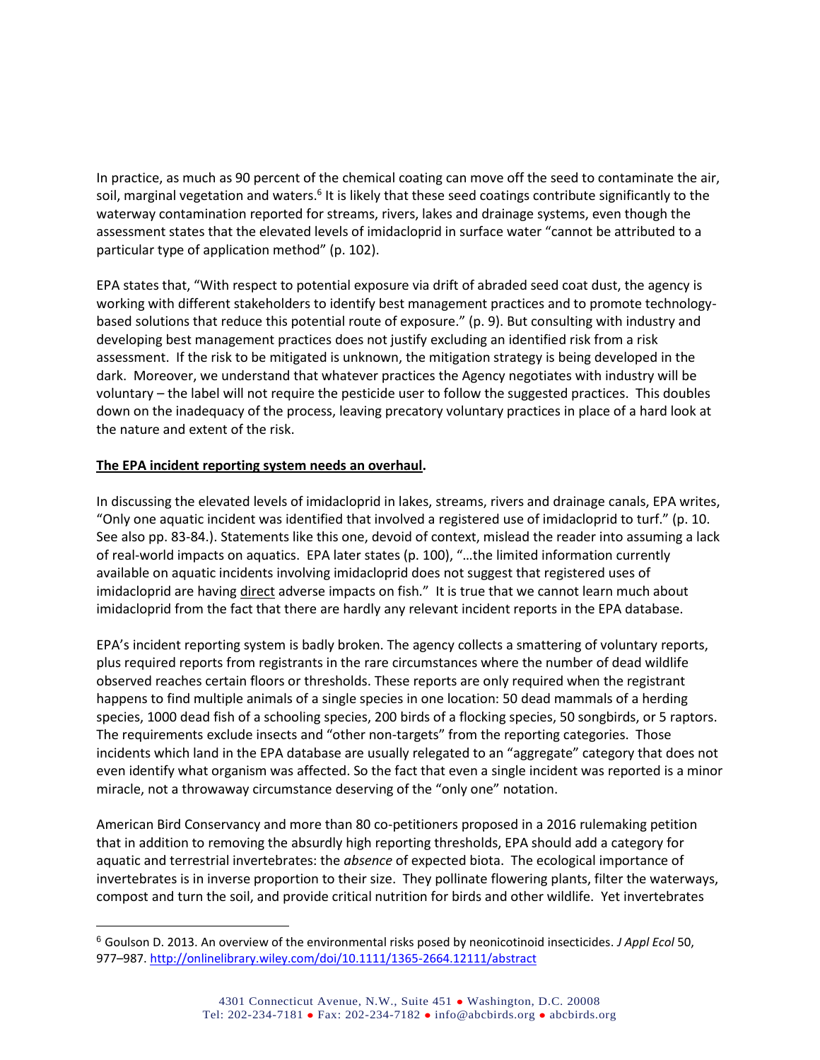In practice, as much as 90 percent of the chemical coating can move off the seed to contaminate the air, soil, marginal vegetation and waters.[6] It is likely that these seed coatings contribute significantly to the waterway contamination reported for streams, rivers, lakes and drainage systems, even though the assessment states that the elevated levels of imidacloprid in surface water "cannot be attributed to a particular type of application method" (p. 102).

EPA states that, "With respect to potential exposure via drift of abraded seed coat dust, the agency is working with different stakeholders to identify best management practices and to promote technology-based solutions that reduce this potential route of exposure." (p. 9). But consulting with industry and developing best management practices does not justify excluding an identified risk from a risk assessment. If the risk to be mitigated is unknown, the mitigation strategy is being developed in the dark. Moreover, we understand that whatever practices the Agency negotiates with industry will be voluntary – the label will not require the pesticide user to follow the suggested practices. This doubles down on the inadequacy of the process, leaving precatory voluntary practices in place of a hard look at the nature and extent of the risk.

**The EPA incident reporting system needs an overhaul.**

In discussing the elevated levels of imidacloprid in lakes, streams, rivers and drainage canals, EPA writes, "Only one aquatic incident was identified that involved a registered use of imidacloprid to turf." (p. 10. See also pp. 83-84.). Statements like this one, devoid of context, mislead the reader into assuming a lack of real-world impacts on aquatics. EPA later states (p. 100), "…the limited information currently available on aquatic incidents involving imidacloprid does not suggest that registered uses of imidacloprid are having direct adverse impacts on fish." It is true that we cannot learn much about imidacloprid from the fact that there are hardly any relevant incident reports in the EPA database.

EPA's incident reporting system is badly broken. The agency collects a smattering of voluntary reports, plus required reports from registrants in the rare circumstances where the number of dead wildlife observed reaches certain floors or thresholds. These reports are only required when the registrant happens to find multiple animals of a single species in one location: 50 dead mammals of a herding species, 1000 dead fish of a schooling species, 200 birds of a flocking species, 50 songbirds, or 5 raptors. The requirements exclude insects and "other non-targets" from the reporting categories. Those incidents which land in the EPA database are usually relegated to an "aggregate" category that does not even identify what organism was affected. So the fact that even a single incident was reported is a minor miracle, not a throwaway circumstance deserving of the "only one" notation.

American Bird Conservancy and more than 80 co-petitioners proposed in a 2016 rulemaking petition that in addition to removing the absurdly high reporting thresholds, EPA should add a category for aquatic and terrestrial invertebrates: the *absence* of expected biota. The ecological importance of invertebrates is in inverse proportion to their size. They pollinate flowering plants, filter the waterways, compost and turn the soil, and provide critical nutrition for birds and other wildlife. Yet invertebrates

---

[6] Goulson D. 2013. An overview of the environmental risks posed by neonicotinoid insecticides. *J Appl Ecol* 50, 977–987. http://onlinelibrary.wiley.com/doi/10.1111/1365-2664.12111/abstract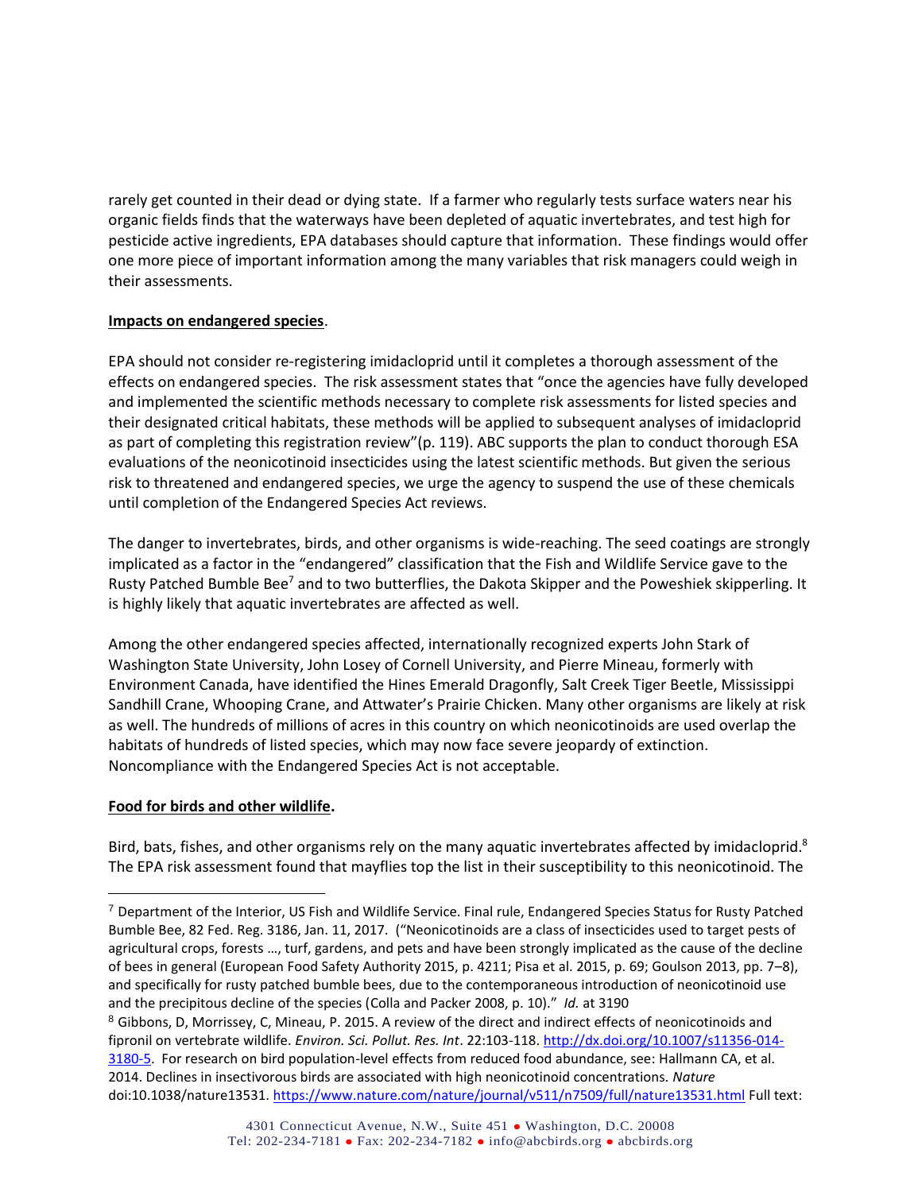rarely get counted in their dead or dying state. If a farmer who regularly tests surface waters near his organic fields finds that the waterways have been depleted of aquatic invertebrates, and test high for pesticide active ingredients, EPA databases should capture that information. These findings would offer one more piece of important information among the many variables that risk managers could weigh in their assessments.

**Impacts on endangered species**.

EPA should not consider re-registering imidacloprid until it completes a thorough assessment of the effects on endangered species. The risk assessment states that "once the agencies have fully developed and implemented the scientific methods necessary to complete risk assessments for listed species and their designated critical habitats, these methods will be applied to subsequent analyses of imidacloprid as part of completing this registration review"(p. 119). ABC supports the plan to conduct thorough ESA evaluations of the neonicotinoid insecticides using the latest scientific methods. But given the serious risk to threatened and endangered species, we urge the agency to suspend the use of these chemicals until completion of the Endangered Species Act reviews.

The danger to invertebrates, birds, and other organisms is wide-reaching. The seed coatings are strongly implicated as a factor in the "endangered" classification that the Fish and Wildlife Service gave to the Rusty Patched Bumble Bee[7] and to two butterflies, the Dakota Skipper and the Poweshiek skipperling. It is highly likely that aquatic invertebrates are affected as well.

Among the other endangered species affected, internationally recognized experts John Stark of Washington State University, John Losey of Cornell University, and Pierre Mineau, formerly with Environment Canada, have identified the Hines Emerald Dragonfly, Salt Creek Tiger Beetle, Mississippi Sandhill Crane, Whooping Crane, and Attwater's Prairie Chicken. Many other organisms are likely at risk as well. The hundreds of millions of acres in this country on which neonicotinoids are used overlap the habitats of hundreds of listed species, which may now face severe jeopardy of extinction. Noncompliance with the Endangered Species Act is not acceptable.

**Food for birds and other wildlife.**

Bird, bats, fishes, and other organisms rely on the many aquatic invertebrates affected by imidacloprid.[8] The EPA risk assessment found that mayflies top the list in their susceptibility to this neonicotinoid. The

---

[7] Department of the Interior, US Fish and Wildlife Service. Final rule, Endangered Species Status for Rusty Patched Bumble Bee, 82 Fed. Reg. 3186, Jan. 11, 2017. ("Neonicotinoids are a class of insecticides used to target pests of agricultural crops, forests …, turf, gardens, and pets and have been strongly implicated as the cause of the decline of bees in general (European Food Safety Authority 2015, p. 4211; Pisa et al. 2015, p. 69; Goulson 2013, pp. 7–8), and specifically for rusty patched bumble bees, due to the contemporaneous introduction of neonicotinoid use and the precipitous decline of the species (Colla and Packer 2008, p. 10)." *Id.* at 3190

[8] Gibbons, D, Morrissey, C, Mineau, P. 2015. A review of the direct and indirect effects of neonicotinoids and fipronil on vertebrate wildlife. *Environ. Sci. Pollut. Res. Int*. 22:103-118. http://dx.doi.org/10.1007/s11356-014-3180-5. For research on bird population-level effects from reduced food abundance, see: Hallmann CA, et al. 2014. Declines in insectivorous birds are associated with high neonicotinoid concentrations. *Nature* doi:10.1038/nature13531. https://www.nature.com/nature/journal/v511/n7509/full/nature13531.html Full text: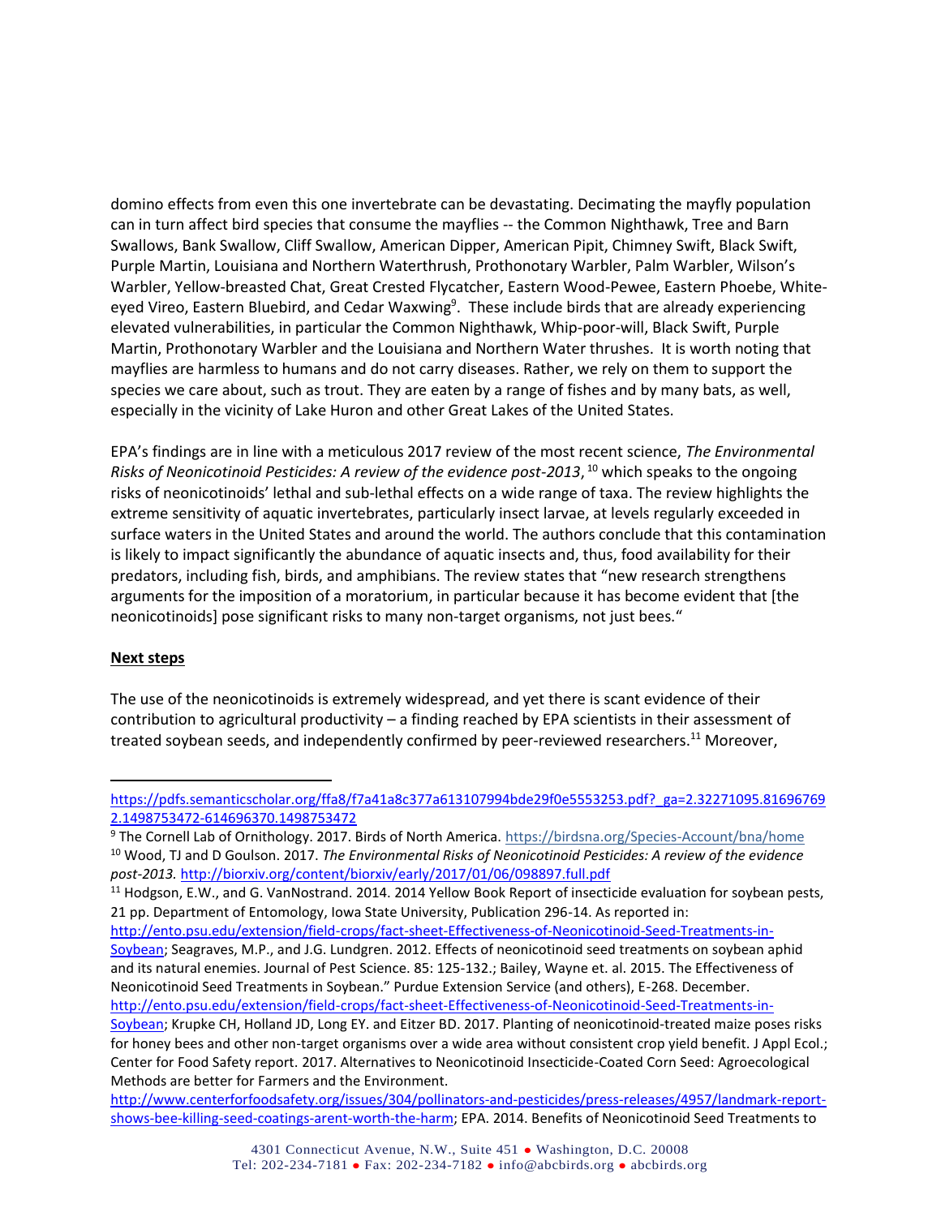domino effects from even this one invertebrate can be devastating. Decimating the mayfly population can in turn affect bird species that consume the mayflies -- the Common Nighthawk, Tree and Barn Swallows, Bank Swallow, Cliff Swallow, American Dipper, American Pipit, Chimney Swift, Black Swift, Purple Martin, Louisiana and Northern Waterthrush, Prothonotary Warbler, Palm Warbler, Wilson's Warbler, Yellow-breasted Chat, Great Crested Flycatcher, Eastern Wood-Pewee, Eastern Phoebe, White-eyed Vireo, Eastern Bluebird, and Cedar Waxwing[9]. These include birds that are already experiencing elevated vulnerabilities, in particular the Common Nighthawk, Whip-poor-will, Black Swift, Purple Martin, Prothonotary Warbler and the Louisiana and Northern Water thrushes. It is worth noting that mayflies are harmless to humans and do not carry diseases. Rather, we rely on them to support the species we care about, such as trout. They are eaten by a range of fishes and by many bats, as well, especially in the vicinity of Lake Huron and other Great Lakes of the United States.

EPA's findings are in line with a meticulous 2017 review of the most recent science, *The Environmental Risks of Neonicotinoid Pesticides: A review of the evidence post-2013*,[10] which speaks to the ongoing risks of neonicotinoids' lethal and sub-lethal effects on a wide range of taxa. The review highlights the extreme sensitivity of aquatic invertebrates, particularly insect larvae, at levels regularly exceeded in surface waters in the United States and around the world. The authors conclude that this contamination is likely to impact significantly the abundance of aquatic insects and, thus, food availability for their predators, including fish, birds, and amphibians. The review states that "new research strengthens arguments for the imposition of a moratorium, in particular because it has become evident that [the neonicotinoids] pose significant risks to many non-target organisms, not just bees."

## Next steps

The use of the neonicotinoids is extremely widespread, and yet there is scant evidence of their contribution to agricultural productivity – a finding reached by EPA scientists in their assessment of treated soybean seeds, and independently confirmed by peer-reviewed researchers.[11] Moreover,

---

https://pdfs.semanticscholar.org/ffa8/f7a41a8c377a613107994bde29f0e5553253.pdf?_ga=2.32271095.816967692.1498753472-614696370.1498753472

[9] The Cornell Lab of Ornithology. 2017. Birds of North America. https://birdsna.org/Species-Account/bna/home

[10] Wood, TJ and D Goulson. 2017. *The Environmental Risks of Neonicotinoid Pesticides: A review of the evidence post-2013.* http://biorxiv.org/content/biorxiv/early/2017/01/06/098897.full.pdf

[11] Hodgson, E.W., and G. VanNostrand. 2014. 2014 Yellow Book Report of insecticide evaluation for soybean pests, 21 pp. Department of Entomology, Iowa State University, Publication 296-14. As reported in: http://ento.psu.edu/extension/field-crops/fact-sheet-Effectiveness-of-Neonicotinoid-Seed-Treatments-in-Soybean; Seagraves, M.P., and J.G. Lundgren. 2012. Effects of neonicotinoid seed treatments on soybean aphid and its natural enemies. Journal of Pest Science. 85: 125-132.; Bailey, Wayne et. al. 2015. The Effectiveness of Neonicotinoid Seed Treatments in Soybean." Purdue Extension Service (and others), E-268. December. http://ento.psu.edu/extension/field-crops/fact-sheet-Effectiveness-of-Neonicotinoid-Seed-Treatments-in-Soybean; Krupke CH, Holland JD, Long EY. and Eitzer BD. 2017. Planting of neonicotinoid-treated maize poses risks for honey bees and other non-target organisms over a wide area without consistent crop yield benefit. J Appl Ecol.; Center for Food Safety report. 2017. Alternatives to Neonicotinoid Insecticide-Coated Corn Seed: Agroecological Methods are better for Farmers and the Environment. http://www.centerforfoodsafety.org/issues/304/pollinators-and-pesticides/press-releases/4957/landmark-report-shows-bee-killing-seed-coatings-arent-worth-the-harm; EPA. 2014. Benefits of Neonicotinoid Seed Treatments to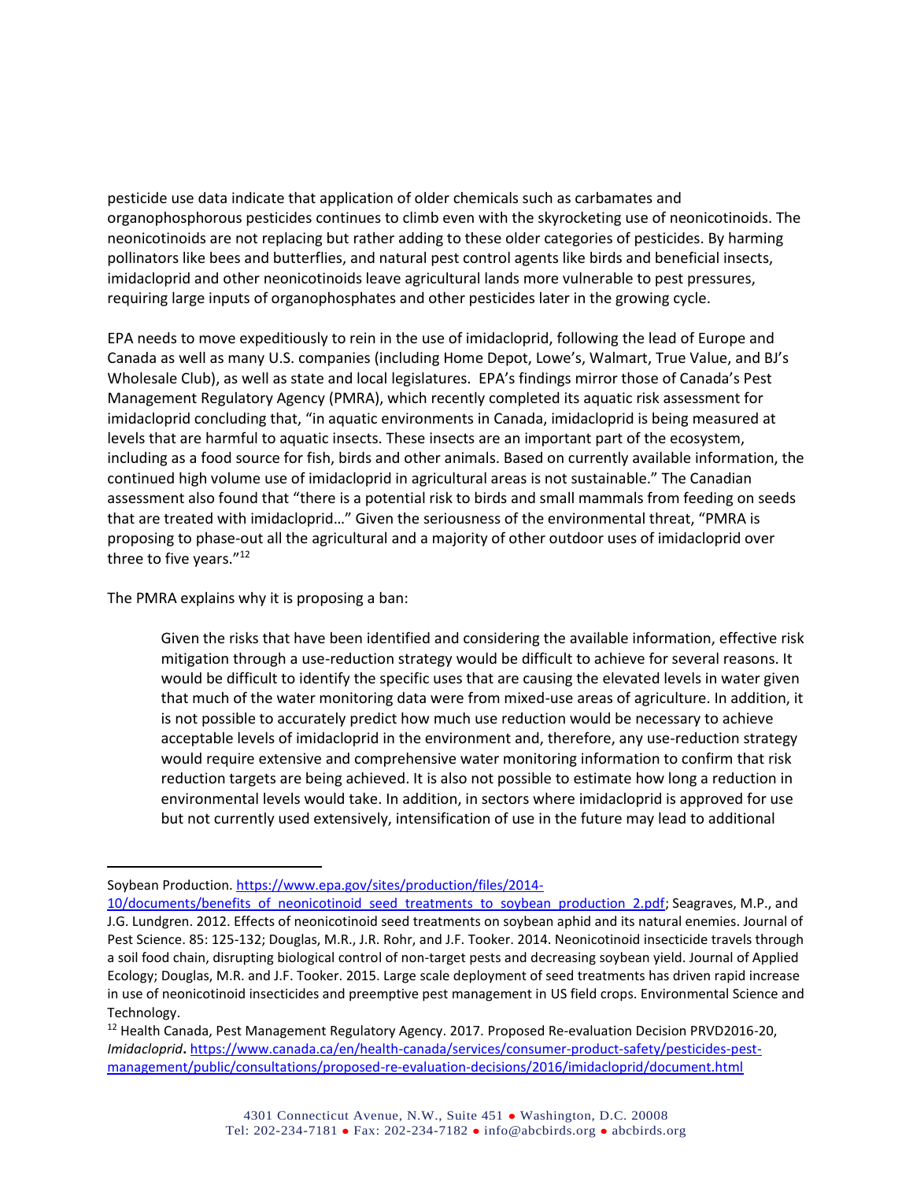pesticide use data indicate that application of older chemicals such as carbamates and organophosphorous pesticides continues to climb even with the skyrocketing use of neonicotinoids. The neonicotinoids are not replacing but rather adding to these older categories of pesticides. By harming pollinators like bees and butterflies, and natural pest control agents like birds and beneficial insects, imidacloprid and other neonicotinoids leave agricultural lands more vulnerable to pest pressures, requiring large inputs of organophosphates and other pesticides later in the growing cycle.

EPA needs to move expeditiously to rein in the use of imidacloprid, following the lead of Europe and Canada as well as many U.S. companies (including Home Depot, Lowe's, Walmart, True Value, and BJ's Wholesale Club), as well as state and local legislatures. EPA's findings mirror those of Canada's Pest Management Regulatory Agency (PMRA), which recently completed its aquatic risk assessment for imidacloprid concluding that, "in aquatic environments in Canada, imidacloprid is being measured at levels that are harmful to aquatic insects. These insects are an important part of the ecosystem, including as a food source for fish, birds and other animals. Based on currently available information, the continued high volume use of imidacloprid in agricultural areas is not sustainable." The Canadian assessment also found that "there is a potential risk to birds and small mammals from feeding on seeds that are treated with imidacloprid…" Given the seriousness of the environmental threat, "PMRA is proposing to phase-out all the agricultural and a majority of other outdoor uses of imidacloprid over three to five years."[12]

The PMRA explains why it is proposing a ban:

> Given the risks that have been identified and considering the available information, effective risk mitigation through a use-reduction strategy would be difficult to achieve for several reasons. It would be difficult to identify the specific uses that are causing the elevated levels in water given that much of the water monitoring data were from mixed-use areas of agriculture. In addition, it is not possible to accurately predict how much use reduction would be necessary to achieve acceptable levels of imidacloprid in the environment and, therefore, any use-reduction strategy would require extensive and comprehensive water monitoring information to confirm that risk reduction targets are being achieved. It is also not possible to estimate how long a reduction in environmental levels would take. In addition, in sectors where imidacloprid is approved for use but not currently used extensively, intensification of use in the future may lead to additional

---

Soybean Production. https://www.epa.gov/sites/production/files/2014-10/documents/benefits_of_neonicotinoid_seed_treatments_to_soybean_production_2.pdf; Seagraves, M.P., and J.G. Lundgren. 2012. Effects of neonicotinoid seed treatments on soybean aphid and its natural enemies. Journal of Pest Science. 85: 125-132; Douglas, M.R., J.R. Rohr, and J.F. Tooker. 2014. Neonicotinoid insecticide travels through a soil food chain, disrupting biological control of non-target pests and decreasing soybean yield. Journal of Applied Ecology; Douglas, M.R. and J.F. Tooker. 2015. Large scale deployment of seed treatments has driven rapid increase in use of neonicotinoid insecticides and preemptive pest management in US field crops. Environmental Science and Technology.

[12] Health Canada, Pest Management Regulatory Agency. 2017. Proposed Re-evaluation Decision PRVD2016-20, *Imidacloprid***.** https://www.canada.ca/en/health-canada/services/consumer-product-safety/pesticides-pest-management/public/consultations/proposed-re-evaluation-decisions/2016/imidacloprid/document.html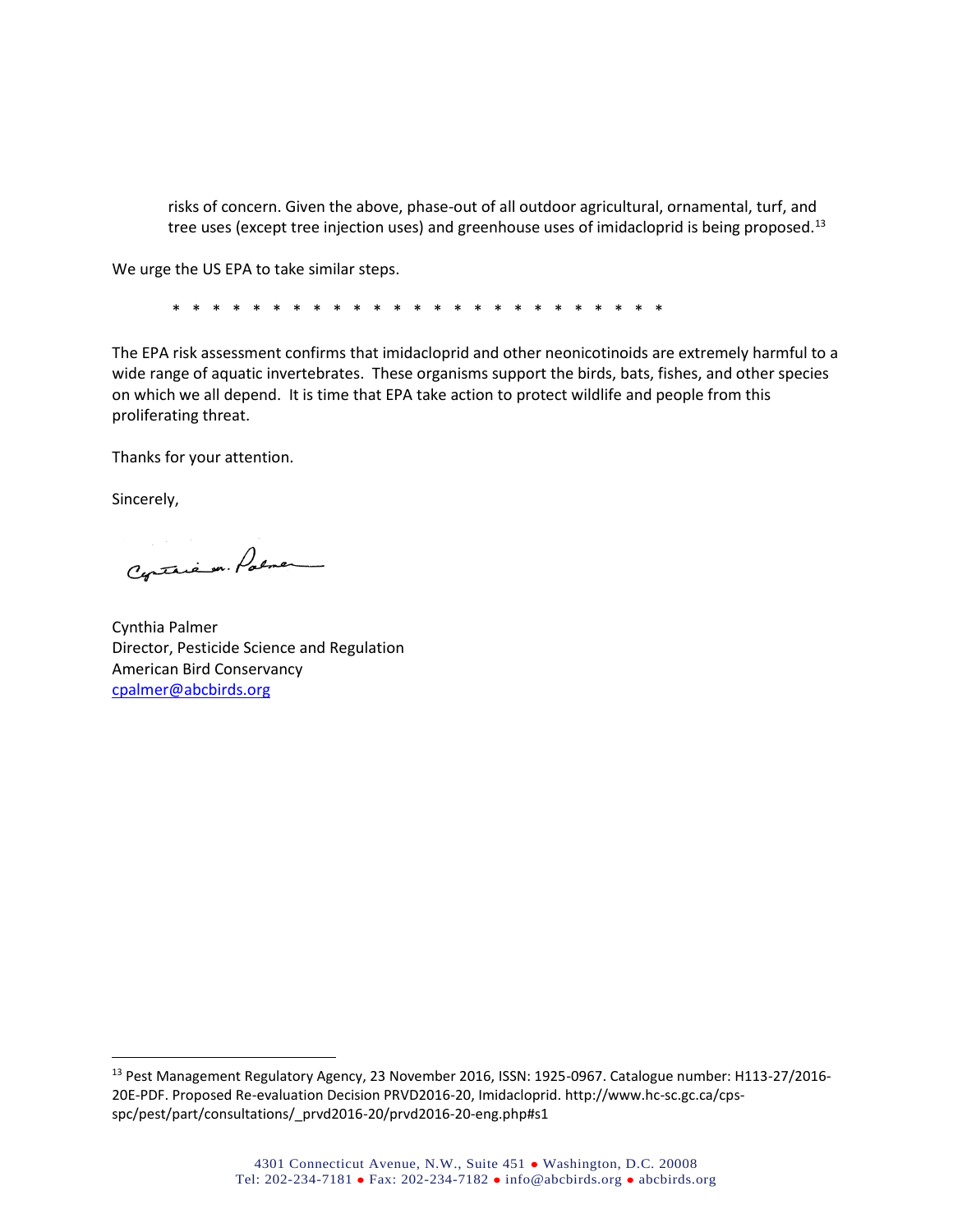> risks of concern. Given the above, phase-out of all outdoor agricultural, ornamental, turf, and tree uses (except tree injection uses) and greenhouse uses of imidacloprid is being proposed.[13]

We urge the US EPA to take similar steps.

\* \* \* \* \* \* \* \* \* \* \* \* \* \* \* \* \* \* \* \* \* \* \* \* \*

The EPA risk assessment confirms that imidacloprid and other neonicotinoids are extremely harmful to a wide range of aquatic invertebrates. These organisms support the birds, bats, fishes, and other species on which we all depend. It is time that EPA take action to protect wildlife and people from this proliferating threat.

Thanks for your attention.

Sincerely,

Cynthia Palmer
Director, Pesticide Science and Regulation
American Bird Conservancy
cpalmer@abcbirds.org

---

[13] Pest Management Regulatory Agency, 23 November 2016, ISSN: 1925-0967. Catalogue number: H113-27/2016-20E-PDF. Proposed Re-evaluation Decision PRVD2016-20, Imidacloprid. http://www.hc-sc.gc.ca/cps-spc/pest/part/consultations/_prvd2016-20/prvd2016-20-eng.php#s1

4301 Connecticut Avenue, N.W., Suite 451 ● Washington, D.C. 20008
Tel: 202-234-7181 ● Fax: 202-234-7182 ● info@abcbirds.org ● abcbirds.org